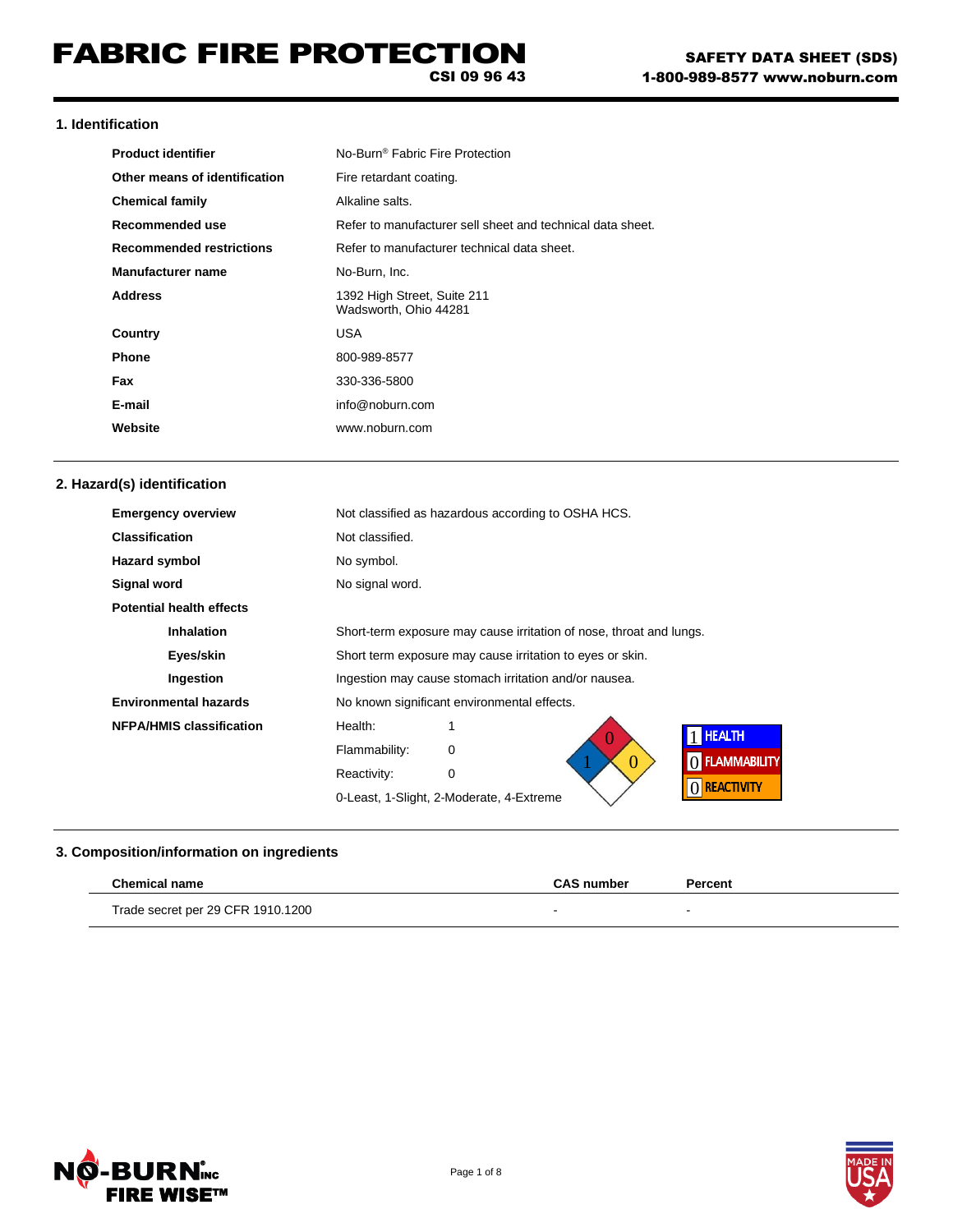# FABRIC FIRE PROTECTION

**CSI 09 96 43**

**SAFETY DATA SHEET (SDS)**
**1-800-989-8577 www.noburn.com**

## 1. Identification

| | |
|---|---|
| **Product identifier** | No-Burn® Fabric Fire Protection |
| **Other means of identification** | Fire retardant coating. |
| **Chemical family** | Alkaline salts. |
| **Recommended use** | Refer to manufacturer sell sheet and technical data sheet. |
| **Recommended restrictions** | Refer to manufacturer technical data sheet. |
| **Manufacturer name** | No-Burn, Inc. |
| **Address** | 1392 High Street, Suite 211<br>Wadsworth, Ohio 44281 |
| **Country** | USA |
| **Phone** | 800-989-8577 |
| **Fax** | 330-336-5800 |
| **E-mail** | info@noburn.com |
| **Website** | www.noburn.com |

## 2. Hazard(s) identification

| | |
|---|---|
| **Emergency overview** | Not classified as hazardous according to OSHA HCS. |
| **Classification** | Not classified. |
| **Hazard symbol** | No symbol. |
| **Signal word** | No signal word. |
| **Potential health effects** | |
| **Inhalation** | Short-term exposure may cause irritation of nose, throat and lungs. |
| **Eyes/skin** | Short term exposure may cause irritation to eyes or skin. |
| **Ingestion** | Ingestion may cause stomach irritation and/or nausea. |
| **Environmental hazards** | No known significant environmental effects. |
| **NFPA/HMIS classification** | Health: 1<br>Flammability: 0<br>Reactivity: 0<br>0-Least, 1-Slight, 2-Moderate, 4-Extreme |

NFPA: Health 1, Flammability 0, Reactivity 0

HMIS: 1 HEALTH, 0 FLAMMABILITY, 0 REACTIVITY

## 3. Composition/information on ingredients

| Chemical name | CAS number | Percent |
|---|---|---|
| Trade secret per 29 CFR 1910.1200 | - | - |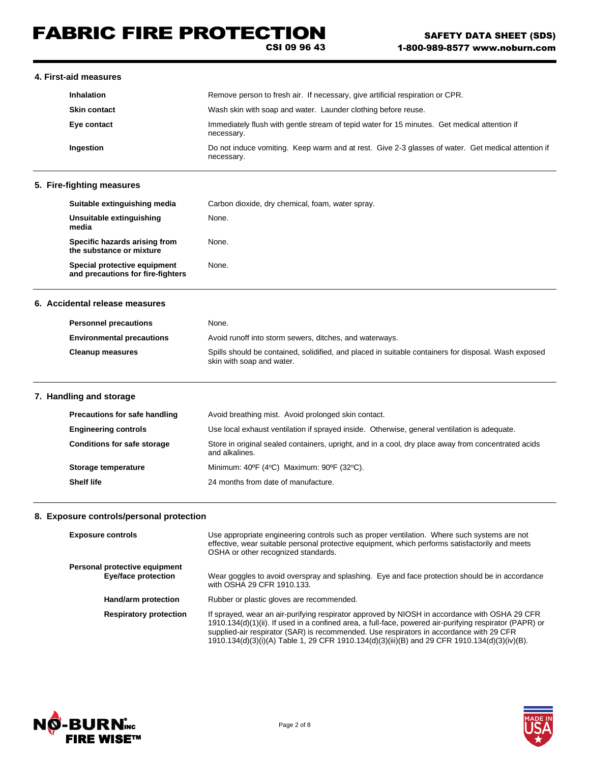## 4. First-aid measures

| | |
|---|---|
| **Inhalation** | Remove person to fresh air. If necessary, give artificial respiration or CPR. |
| **Skin contact** | Wash skin with soap and water. Launder clothing before reuse. |
| **Eye contact** | Immediately flush with gentle stream of tepid water for 15 minutes. Get medical attention if necessary. |
| **Ingestion** | Do not induce vomiting. Keep warm and at rest. Give 2-3 glasses of water. Get medical attention if necessary. |

## 5. Fire-fighting measures

| | |
|---|---|
| **Suitable extinguishing media** | Carbon dioxide, dry chemical, foam, water spray. |
| **Unsuitable extinguishing media** | None. |
| **Specific hazards arising from the substance or mixture** | None. |
| **Special protective equipment and precautions for fire-fighters** | None. |

## 6. Accidental release measures

| | |
|---|---|
| **Personnel precautions** | None. |
| **Environmental precautions** | Avoid runoff into storm sewers, ditches, and waterways. |
| **Cleanup measures** | Spills should be contained, solidified, and placed in suitable containers for disposal. Wash exposed skin with soap and water. |

## 7. Handling and storage

| | |
|---|---|
| **Precautions for safe handling** | Avoid breathing mist. Avoid prolonged skin contact. |
| **Engineering controls** | Use local exhaust ventilation if sprayed inside. Otherwise, general ventilation is adequate. |
| **Conditions for safe storage** | Store in original sealed containers, upright, and in a cool, dry place away from concentrated acids and alkalines. |
| **Storage temperature** | Minimum: 40ºF (4ºC) Maximum: 90ºF (32ºC). |
| **Shelf life** | 24 months from date of manufacture. |

## 8. Exposure controls/personal protection

| | |
|---|---|
| **Exposure controls** | Use appropriate engineering controls such as proper ventilation. Where such systems are not effective, wear suitable personal protective equipment, which performs satisfactorily and meets OSHA or other recognized standards. |
| **Personal protective equipment** | |
| **Eye/face protection** | Wear goggles to avoid overspray and splashing. Eye and face protection should be in accordance with OSHA 29 CFR 1910.133. |
| **Hand/arm protection** | Rubber or plastic gloves are recommended. |
| **Respiratory protection** | If sprayed, wear an air-purifying respirator approved by NIOSH in accordance with OSHA 29 CFR 1910.134(d)(1)(ii). If used in a confined area, a full-face, powered air-purifying respirator (PAPR) or supplied-air respirator (SAR) is recommended. Use respirators in accordance with 29 CFR 1910.134(d)(3)(i)(A) Table 1, 29 CFR 1910.134(d)(3)(iii)(B) and 29 CFR 1910.134(d)(3)(iv)(B). |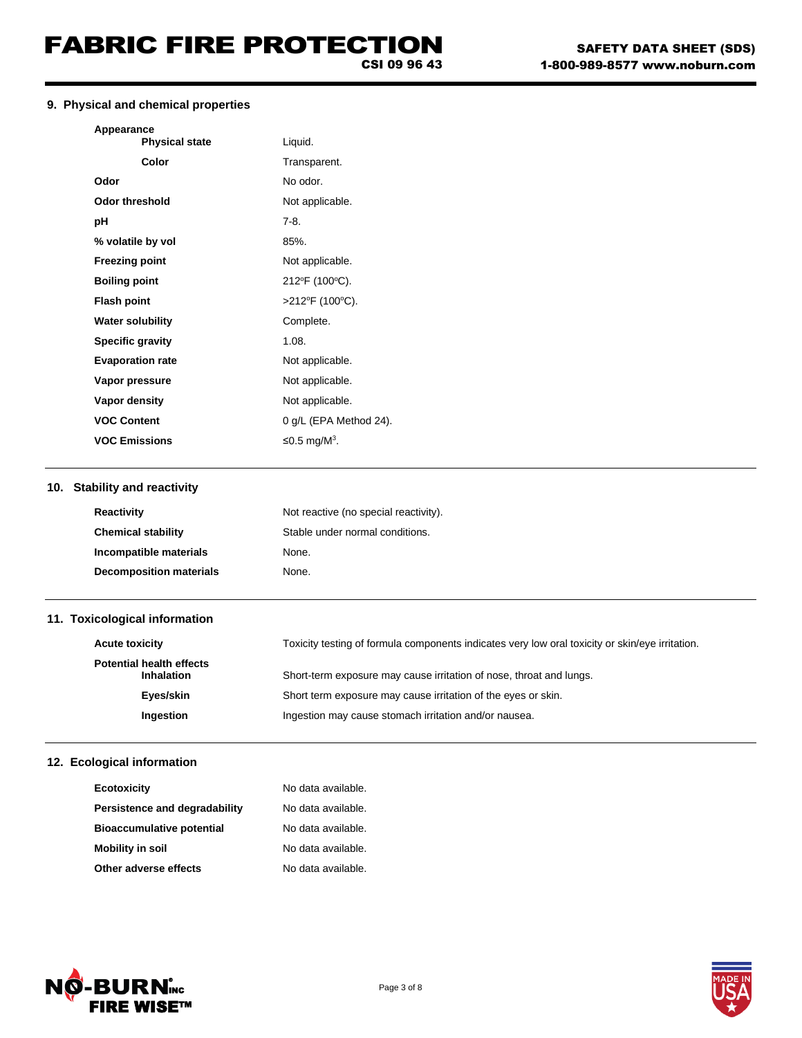## 9. Physical and chemical properties

| Property | Value |
|---|---|
| **Appearance** | |
| **Physical state** | Liquid. |
| **Color** | Transparent. |
| **Odor** | No odor. |
| **Odor threshold** | Not applicable. |
| **pH** | 7-8. |
| **% volatile by vol** | 85%. |
| **Freezing point** | Not applicable. |
| **Boiling point** | 212ºF (100ºC). |
| **Flash point** | >212ºF (100ºC). |
| **Water solubility** | Complete. |
| **Specific gravity** | 1.08. |
| **Evaporation rate** | Not applicable. |
| **Vapor pressure** | Not applicable. |
| **Vapor density** | Not applicable. |
| **VOC Content** | 0 g/L (EPA Method 24). |
| **VOC Emissions** | ≤0.5 mg/M$^3$. |

## 10. Stability and reactivity

| Property | Value |
|---|---|
| **Reactivity** | Not reactive (no special reactivity). |
| **Chemical stability** | Stable under normal conditions. |
| **Incompatible materials** | None. |
| **Decomposition materials** | None. |

## 11. Toxicological information

| Property | Value |
|---|---|
| **Acute toxicity** | Toxicity testing of formula components indicates very low oral toxicity or skin/eye irritation. |
| **Potential health effects** | |
| **Inhalation** | Short-term exposure may cause irritation of nose, throat and lungs. |
| **Eyes/skin** | Short term exposure may cause irritation of the eyes or skin. |
| **Ingestion** | Ingestion may cause stomach irritation and/or nausea. |

## 12. Ecological information

| Property | Value |
|---|---|
| **Ecotoxicity** | No data available. |
| **Persistence and degradability** | No data available. |
| **Bioaccumulative potential** | No data available. |
| **Mobility in soil** | No data available. |
| **Other adverse effects** | No data available. |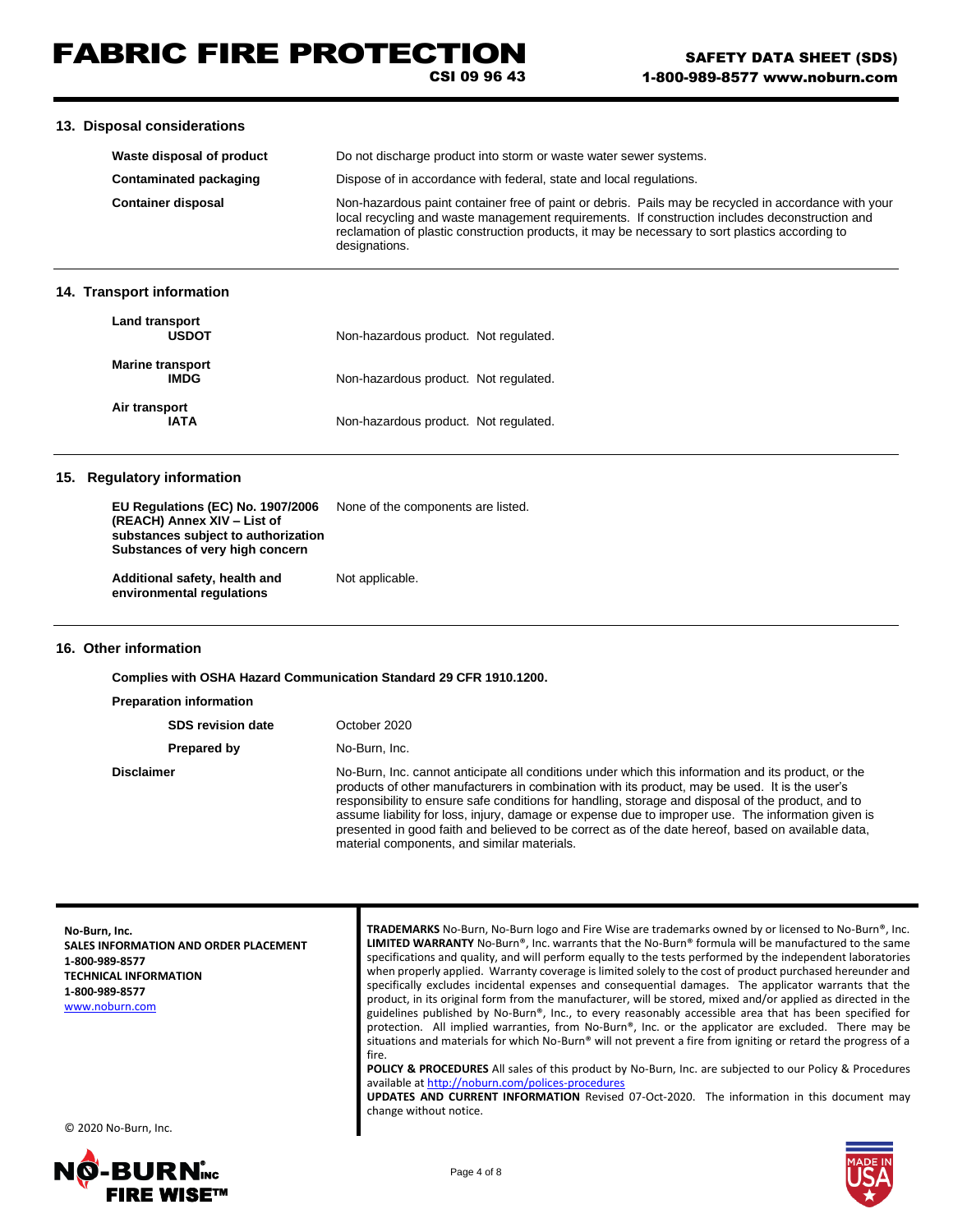## 13. Disposal considerations

| | |
|---|---|
| **Waste disposal of product** | Do not discharge product into storm or waste water sewer systems. |
| **Contaminated packaging** | Dispose of in accordance with federal, state and local regulations. |
| **Container disposal** | Non-hazardous paint container free of paint or debris. Pails may be recycled in accordance with your local recycling and waste management requirements. If construction includes deconstruction and reclamation of plastic construction products, it may be necessary to sort plastics according to designations. |

## 14. Transport information

| | |
|---|---|
| **Land transport** **USDOT** | Non-hazardous product. Not regulated. |
| **Marine transport** **IMDG** | Non-hazardous product. Not regulated. |
| **Air transport** **IATA** | Non-hazardous product. Not regulated. |

## 15. Regulatory information

| | |
|---|---|
| **EU Regulations (EC) No. 1907/2006 (REACH) Annex XIV – List of substances subject to authorization Substances of very high concern** | None of the components are listed. |
| **Additional safety, health and environmental regulations** | Not applicable. |

## 16. Other information

**Complies with OSHA Hazard Communication Standard 29 CFR 1910.1200.**

**Preparation information**

| | |
|---|---|
| **SDS revision date** | October 2020 |
| **Prepared by** | No-Burn, Inc. |
| **Disclaimer** | No-Burn, Inc. cannot anticipate all conditions under which this information and its product, or the products of other manufacturers in combination with its product, may be used. It is the user's responsibility to ensure safe conditions for handling, storage and disposal of the product, and to assume liability for loss, injury, damage or expense due to improper use. The information given is presented in good faith and believed to be correct as of the date hereof, based on available data, material components, and similar materials. |

**No-Burn, Inc.**
**SALES INFORMATION AND ORDER PLACEMENT**
**1-800-989-8577**
**TECHNICAL INFORMATION**
**1-800-989-8577**
www.noburn.com

© 2020 No-Burn, Inc.

**TRADEMARKS** No-Burn, No-Burn logo and Fire Wise are trademarks owned by or licensed to No-Burn®, Inc.
**LIMITED WARRANTY** No-Burn®, Inc. warrants that the No-Burn® formula will be manufactured to the same specifications and quality, and will perform equally to the tests performed by the independent laboratories when properly applied. Warranty coverage is limited solely to the cost of product purchased hereunder and specifically excludes incidental expenses and consequential damages. The applicator warrants that the product, in its original form from the manufacturer, will be stored, mixed and/or applied as directed in the guidelines published by No-Burn®, Inc., to every reasonably accessible area that has been specified for protection. All implied warranties, from No-Burn®, Inc. or the applicator are excluded. There may be situations and materials for which No-Burn® will not prevent a fire from igniting or retard the progress of a fire.
**POLICY & PROCEDURES** All sales of this product by No-Burn, Inc. are subjected to our Policy & Procedures available at http://noburn.com/polices-procedures
**UPDATES AND CURRENT INFORMATION** Revised 07-Oct-2020. The information in this document may change without notice.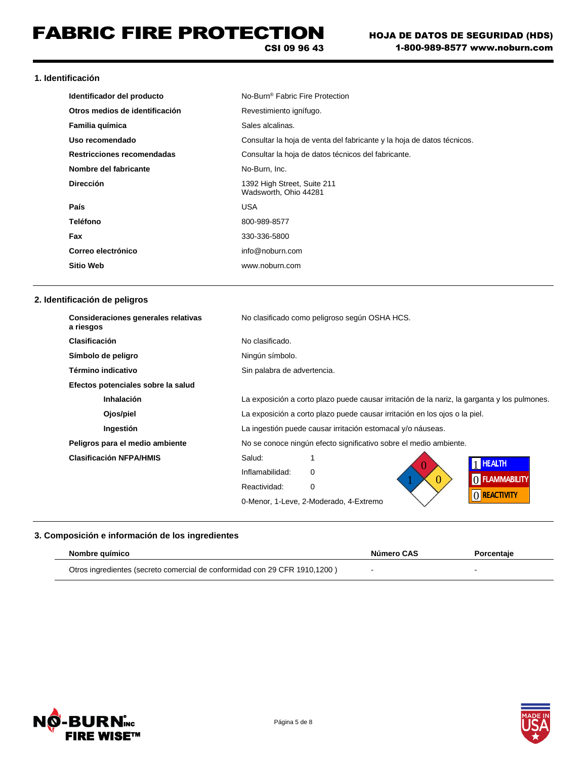# FABRIC FIRE PROTECTION

**CSI 09 96 43**

**HOJA DE DATOS DE SEGURIDAD (HDS)**
**1-800-989-8577 www.noburn.com**

## 1. Identificación

| | |
|---|---|
| **Identificador del producto** | No-Burn® Fabric Fire Protection |
| **Otros medios de identificación** | Revestimiento ignífugo. |
| **Familia química** | Sales alcalinas. |
| **Uso recomendado** | Consultar la hoja de venta del fabricante y la hoja de datos técnicos. |
| **Restricciones recomendadas** | Consultar la hoja de datos técnicos del fabricante. |
| **Nombre del fabricante** | No-Burn, Inc. |
| **Dirección** | 1392 High Street, Suite 211<br>Wadsworth, Ohio 44281 |
| **País** | USA |
| **Teléfono** | 800-989-8577 |
| **Fax** | 330-336-5800 |
| **Correo electrónico** | info@noburn.com |
| **Sitio Web** | www.noburn.com |

## 2. Identificación de peligros

| | |
|---|---|
| **Consideraciones generales relativas a riesgos** | No clasificado como peligroso según OSHA HCS. |
| **Clasificación** | No clasificado. |
| **Símbolo de peligro** | Ningún símbolo. |
| **Término indicativo** | Sin palabra de advertencia. |
| **Efectos potenciales sobre la salud** | |
| **Inhalación** | La exposición a corto plazo puede causar irritación de la nariz, la garganta y los pulmones. |
| **Ojos/piel** | La exposición a corto plazo puede causar irritación en los ojos o la piel. |
| **Ingestión** | La ingestión puede causar irritación estomacal y/o náuseas. |
| **Peligros para el medio ambiente** | No se conoce ningún efecto significativo sobre el medio ambiente. |
| **Clasificación NFPA/HMIS** | Salud: 1<br>Inflamabilidad: 0<br>Reactividad: 0<br>0-Menor, 1-Leve, 2-Moderado, 4-Extremo |

NFPA: Salud 1, Inflamabilidad 0, Reactividad 0

HMIS: HEALTH 1, FLAMMABILITY 0, REACTIVITY 0

## 3. Composición e información de los ingredientes

| Nombre químico | Número CAS | Porcentaje |
|---|---|---|
| Otros ingredientes (secreto comercial de conformidad con 29 CFR 1910,1200 ) | - | - |

NO-BURN® INC
FIRE WISE™

MADE IN USA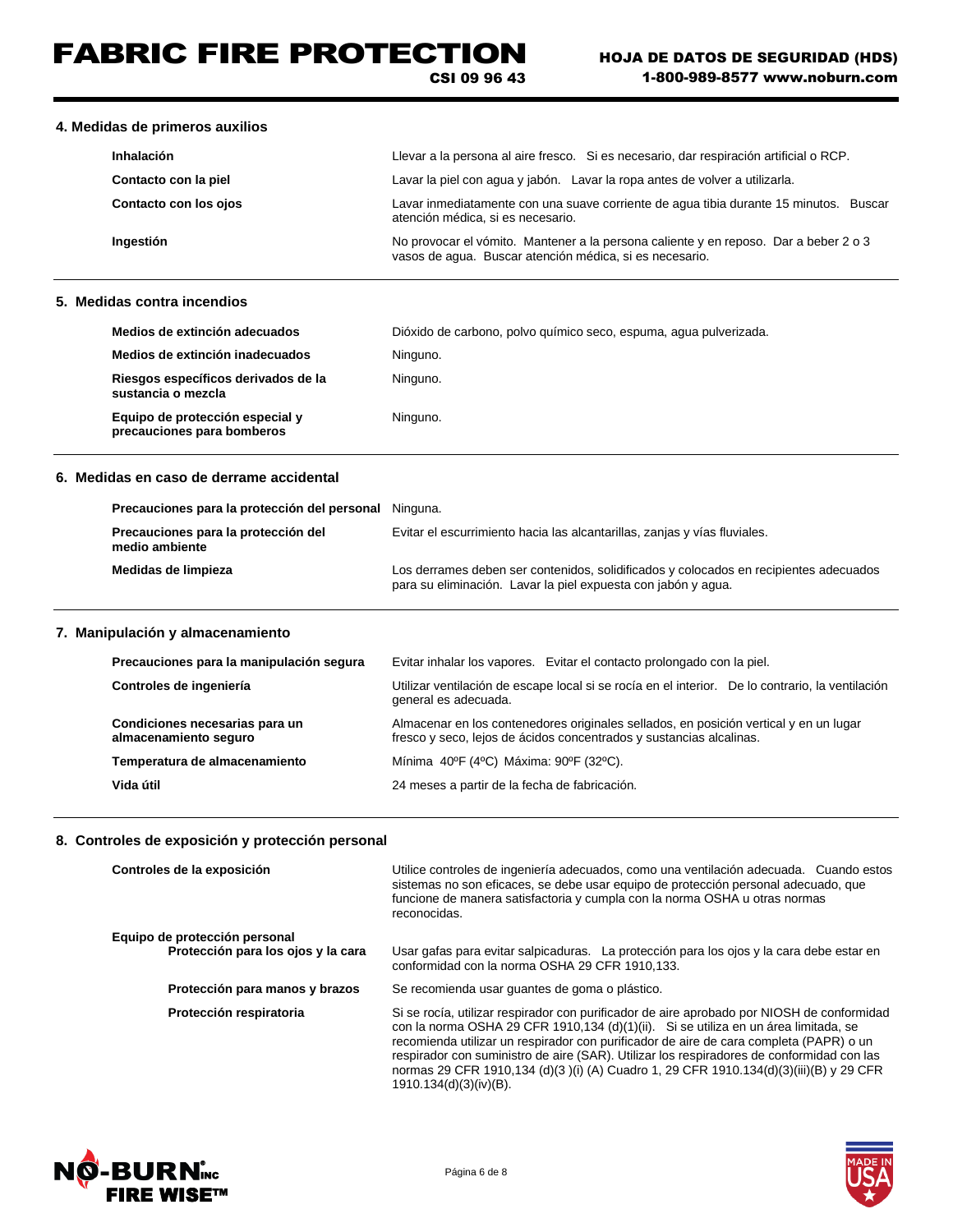## 4. Medidas de primeros auxilios

| | |
|---|---|
| **Inhalación** | Llevar a la persona al aire fresco. Si es necesario, dar respiración artificial o RCP. |
| **Contacto con la piel** | Lavar la piel con agua y jabón. Lavar la ropa antes de volver a utilizarla. |
| **Contacto con los ojos** | Lavar inmediatamente con una suave corriente de agua tibia durante 15 minutos. Buscar atención médica, si es necesario. |
| **Ingestión** | No provocar el vómito. Mantener a la persona caliente y en reposo. Dar a beber 2 o 3 vasos de agua. Buscar atención médica, si es necesario. |

## 5. Medidas contra incendios

| | |
|---|---|
| **Medios de extinción adecuados** | Dióxido de carbono, polvo químico seco, espuma, agua pulverizada. |
| **Medios de extinción inadecuados** | Ninguno. |
| **Riesgos específicos derivados de la sustancia o mezcla** | Ninguno. |
| **Equipo de protección especial y precauciones para bomberos** | Ninguno. |

## 6. Medidas en caso de derrame accidental

| | |
|---|---|
| **Precauciones para la protección del personal** | Ninguna. |
| **Precauciones para la protección del medio ambiente** | Evitar el escurrimiento hacia las alcantarillas, zanjas y vías fluviales. |
| **Medidas de limpieza** | Los derrames deben ser contenidos, solidificados y colocados en recipientes adecuados para su eliminación. Lavar la piel expuesta con jabón y agua. |

## 7. Manipulación y almacenamiento

| | |
|---|---|
| **Precauciones para la manipulación segura** | Evitar inhalar los vapores. Evitar el contacto prolongado con la piel. |
| **Controles de ingeniería** | Utilizar ventilación de escape local si se rocía en el interior. De lo contrario, la ventilación general es adecuada. |
| **Condiciones necesarias para un almacenamiento seguro** | Almacenar en los contenedores originales sellados, en posición vertical y en un lugar fresco y seco, lejos de ácidos concentrados y sustancias alcalinas. |
| **Temperatura de almacenamiento** | Mínima 40ºF (4ºC) Máxima: 90ºF (32ºC). |
| **Vida útil** | 24 meses a partir de la fecha de fabricación. |

## 8. Controles de exposición y protección personal

| | |
|---|---|
| **Controles de la exposición** | Utilice controles de ingeniería adecuados, como una ventilación adecuada. Cuando estos sistemas no son eficaces, se debe usar equipo de protección personal adecuado, que funcione de manera satisfactoria y cumpla con la norma OSHA u otras normas reconocidas. |
| **Equipo de protección personal** | |
| **Protección para los ojos y la cara** | Usar gafas para evitar salpicaduras. La protección para los ojos y la cara debe estar en conformidad con la norma OSHA 29 CFR 1910,133. |
| **Protección para manos y brazos** | Se recomienda usar guantes de goma o plástico. |
| **Protección respiratoria** | Si se rocía, utilizar respirador con purificador de aire aprobado por NIOSH de conformidad con la norma OSHA 29 CFR 1910,134 (d)(1)(ii). Si se utiliza en un área limitada, se recomienda utilizar un respirador con purificador de aire de cara completa (PAPR) o un respirador con suministro de aire (SAR). Utilizar los respiradores de conformidad con las normas 29 CFR 1910,134 (d)(3 )(i) (A) Cuadro 1, 29 CFR 1910.134(d)(3)(iii)(B) y 29 CFR 1910.134(d)(3)(iv)(B). |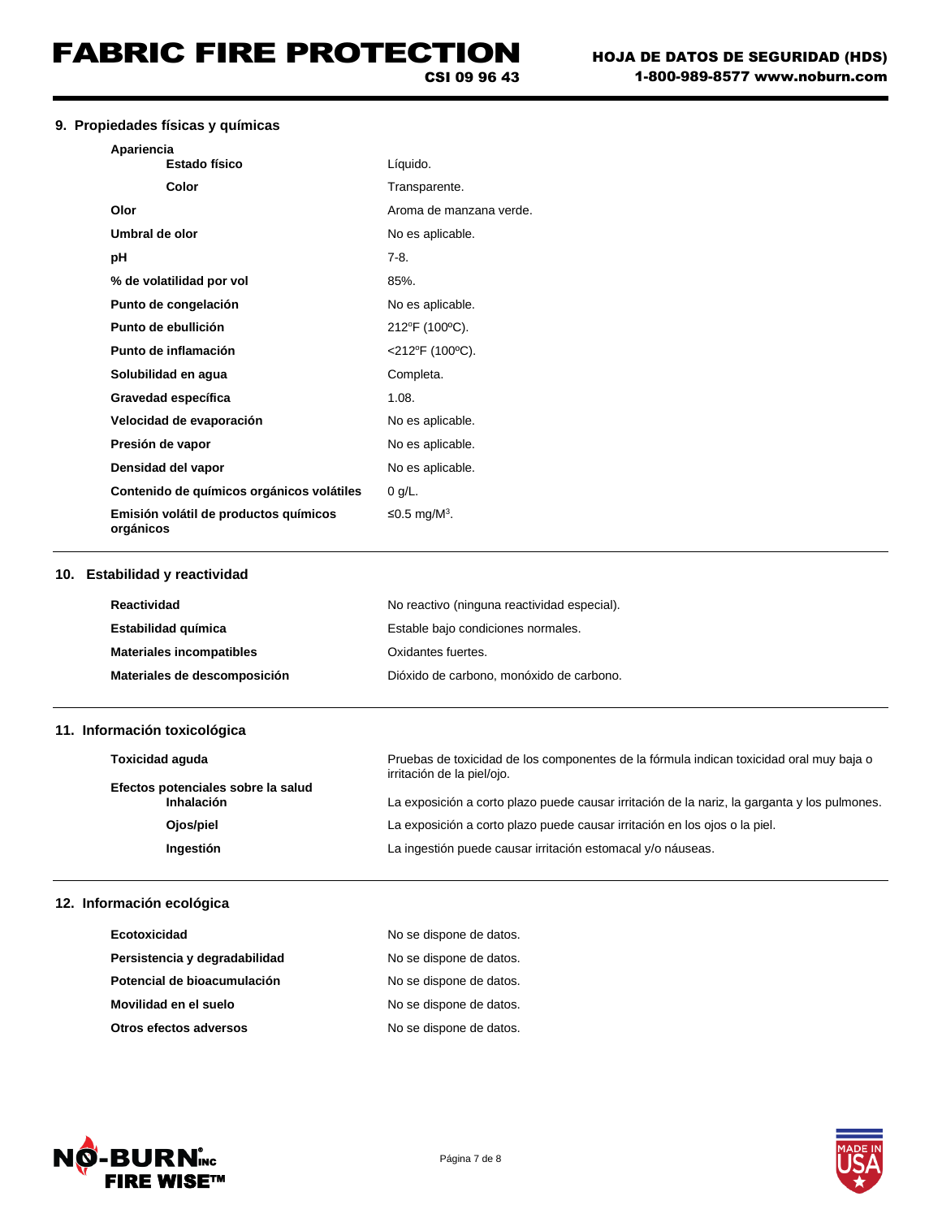## 9. Propiedades físicas y químicas

| | |
|---|---|
| **Apariencia** | |
| **Estado físico** | Líquido. |
| **Color** | Transparente. |
| **Olor** | Aroma de manzana verde. |
| **Umbral de olor** | No es aplicable. |
| **pH** | 7-8. |
| **% de volatilidad por vol** | 85%. |
| **Punto de congelación** | No es aplicable. |
| **Punto de ebullición** | 212ºF (100ºC). |
| **Punto de inflamación** | <212ºF (100ºC). |
| **Solubilidad en agua** | Completa. |
| **Gravedad específica** | 1.08. |
| **Velocidad de evaporación** | No es aplicable. |
| **Presión de vapor** | No es aplicable. |
| **Densidad del vapor** | No es aplicable. |
| **Contenido de químicos orgánicos volátiles** | 0 g/L. |
| **Emisión volátil de productos químicos orgánicos** | ≤0.5 mg/M$^3$. |

## 10. Estabilidad y reactividad

| | |
|---|---|
| **Reactividad** | No reactivo (ninguna reactividad especial). |
| **Estabilidad química** | Estable bajo condiciones normales. |
| **Materiales incompatibles** | Oxidantes fuertes. |
| **Materiales de descomposición** | Dióxido de carbono, monóxido de carbono. |

## 11. Información toxicológica

| | |
|---|---|
| **Toxicidad aguda** | Pruebas de toxicidad de los componentes de la fórmula indican toxicidad oral muy baja o irritación de la piel/ojo. |
| **Efectos potenciales sobre la salud** | |
| **Inhalación** | La exposición a corto plazo puede causar irritación de la nariz, la garganta y los pulmones. |
| **Ojos/piel** | La exposición a corto plazo puede causar irritación en los ojos o la piel. |
| **Ingestión** | La ingestión puede causar irritación estomacal y/o náuseas. |

## 12. Información ecológica

| | |
|---|---|
| **Ecotoxicidad** | No se dispone de datos. |
| **Persistencia y degradabilidad** | No se dispone de datos. |
| **Potencial de bioacumulación** | No se dispone de datos. |
| **Movilidad en el suelo** | No se dispone de datos. |
| **Otros efectos adversos** | No se dispone de datos. |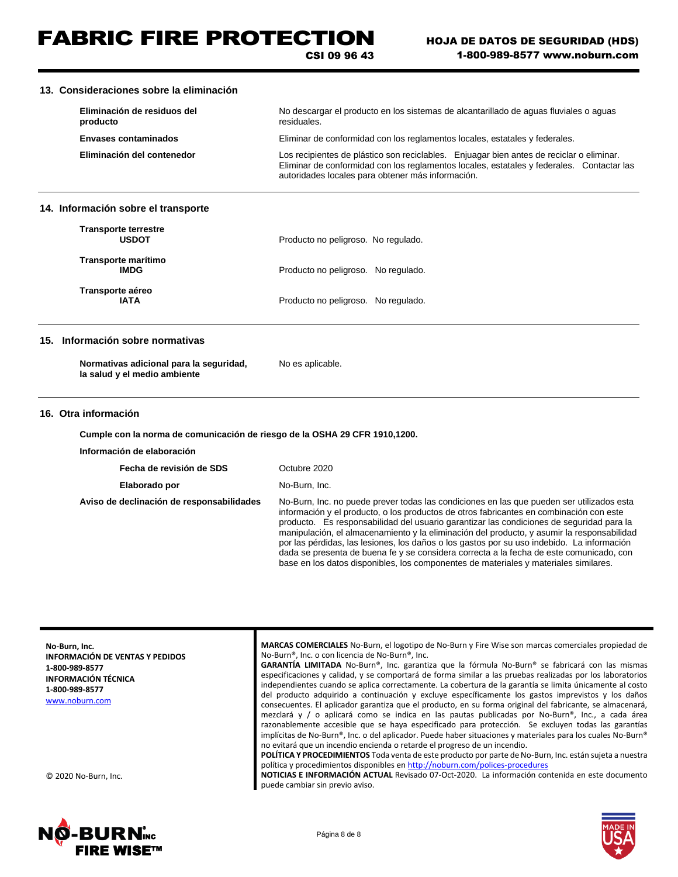## 13. Consideraciones sobre la eliminación

| | |
|---|---|
| **Eliminación de residuos del producto** | No descargar el producto en los sistemas de alcantarillado de aguas fluviales o aguas residuales. |
| **Envases contaminados** | Eliminar de conformidad con los reglamentos locales, estatales y federales. |
| **Eliminación del contenedor** | Los recipientes de plástico son reciclables. Enjuagar bien antes de reciclar o eliminar. Eliminar de conformidad con los reglamentos locales, estatales y federales. Contactar las autoridades locales para obtener más información. |

## 14. Información sobre el transporte

| | |
|---|---|
| **Transporte terrestre USDOT** | Producto no peligroso. No regulado. |
| **Transporte marítimo IMDG** | Producto no peligroso. No regulado. |
| **Transporte aéreo IATA** | Producto no peligroso. No regulado. |

## 15. Información sobre normativas

| | |
|---|---|
| **Normativas adicional para la seguridad, la salud y el medio ambiente** | No es aplicable. |

## 16. Otra información

**Cumple con la norma de comunicación de riesgo de la OSHA 29 CFR 1910,1200.**

**Información de elaboración**

| | |
|---|---|
| **Fecha de revisión de SDS** | Octubre 2020 |
| **Elaborado por** | No-Burn, Inc. |
| **Aviso de declinación de responsabilidades** | No-Burn, Inc. no puede prever todas las condiciones en las que pueden ser utilizados esta información y el producto, o los productos de otros fabricantes en combinación con este producto. Es responsabilidad del usuario garantizar las condiciones de seguridad para la manipulación, el almacenamiento y la eliminación del producto, y asumir la responsabilidad por las pérdidas, las lesiones, los daños o los gastos por su uso indebido. La información dada se presenta de buena fe y se considera correcta a la fecha de este comunicado, con base en los datos disponibles, los componentes de materiales y materiales similares. |

**No-Burn, Inc.**
**INFORMACIÓN DE VENTAS Y PEDIDOS**
**1-800-989-8577**
**INFORMACIÓN TÉCNICA**
**1-800-989-8577**
www.noburn.com

© 2020 No-Burn, Inc.

**MARCAS COMERCIALES** No-Burn, el logotipo de No-Burn y Fire Wise son marcas comerciales propiedad de No-Burn®, Inc. o con licencia de No-Burn®, Inc.
**GARANTÍA LIMITADA** No-Burn®, Inc. garantiza que la fórmula No-Burn® se fabricará con las mismas especificaciones y calidad, y se comportará de forma similar a las pruebas realizadas por los laboratorios independientes cuando se aplica correctamente. La cobertura de la garantía se limita únicamente al costo del producto adquirido a continuación y excluye específicamente los gastos imprevistos y los daños consecuentes. El aplicador garantiza que el producto, en su forma original del fabricante, se almacenará, mezclará y / o aplicará como se indica en las pautas publicadas por No-Burn®, Inc., a cada área razonablemente accesible que se haya especificado para protección. Se excluyen todas las garantías implícitas de No-Burn®, Inc. o del aplicador. Puede haber situaciones y materiales para los cuales No-Burn® no evitará que un incendio encienda o retarde el progreso de un incendio.
**POLÍTICA Y PROCEDIMIENTOS** Toda venta de este producto por parte de No-Burn, Inc. están sujeta a nuestra política y procedimientos disponibles en http://noburn.com/polices-procedures
**NOTICIAS E INFORMACIÓN ACTUAL** Revisado 07-Oct-2020. La información contenida en este documento puede cambiar sin previo aviso.